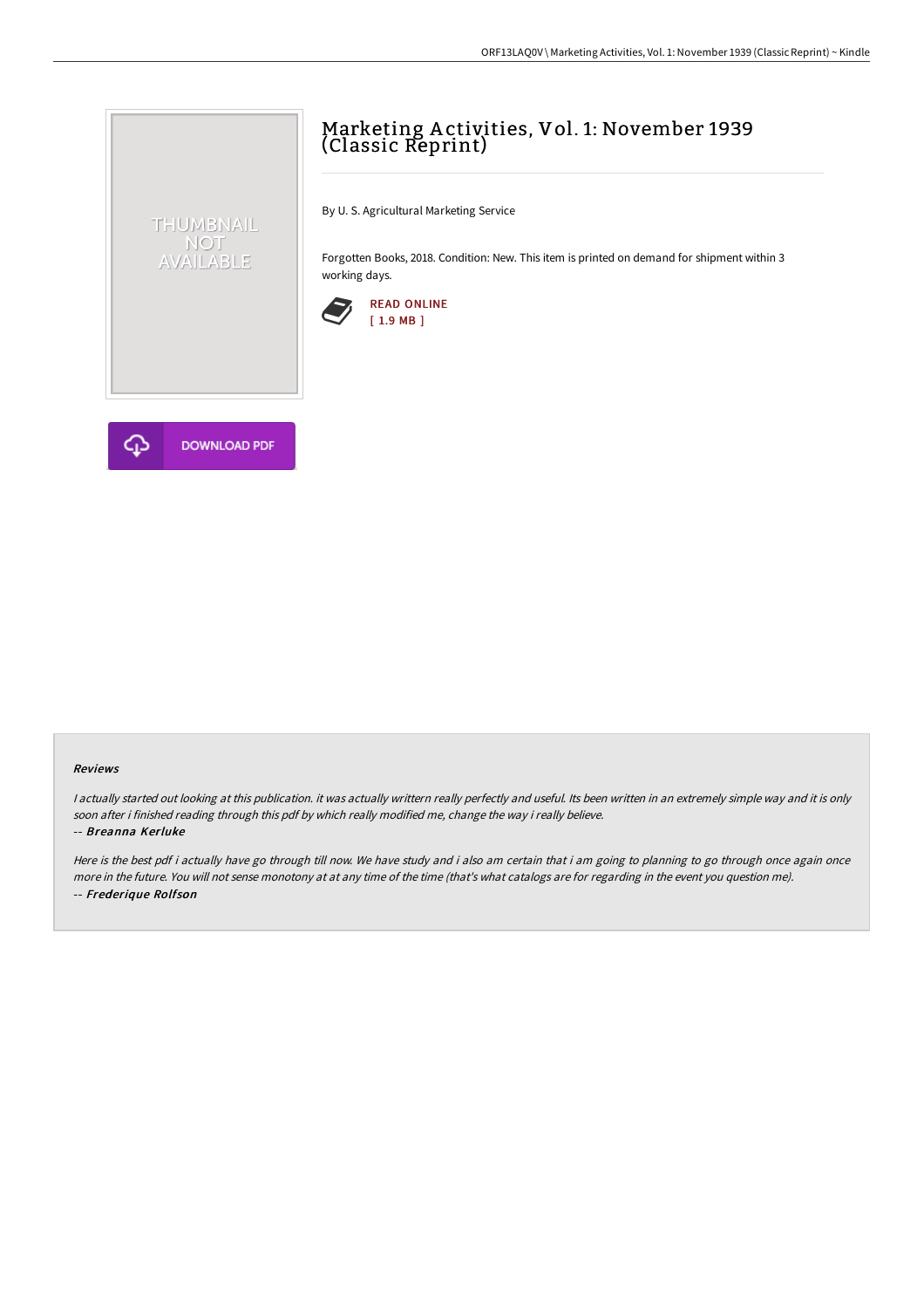# Marketing Activities, Vol. 1: November 1939 (Classic Reprint)

By U. S. Agricultural Marketing Service

Forgotten Books, 2018. Condition: New. This item is printed on demand for shipment within 3 working days.

READ ONLINE
[ 1.9 MB ]

DOWNLOAD PDF

### Reviews

*I actually started out looking at this publication. it was actually writtern really perfectly and useful. Its been written in an extremely simple way and it is only soon after i finished reading through this pdf by which really modified me, change the way i really believe.*

-- ***Breanna Kerluke***

*Here is the best pdf i actually have go through till now. We have study and i also am certain that i am going to planning to go through once again once more in the future. You will not sense monotony at at any time of the time (that's what catalogs are for regarding in the event you question me).*

-- ***Frederique Rolfson***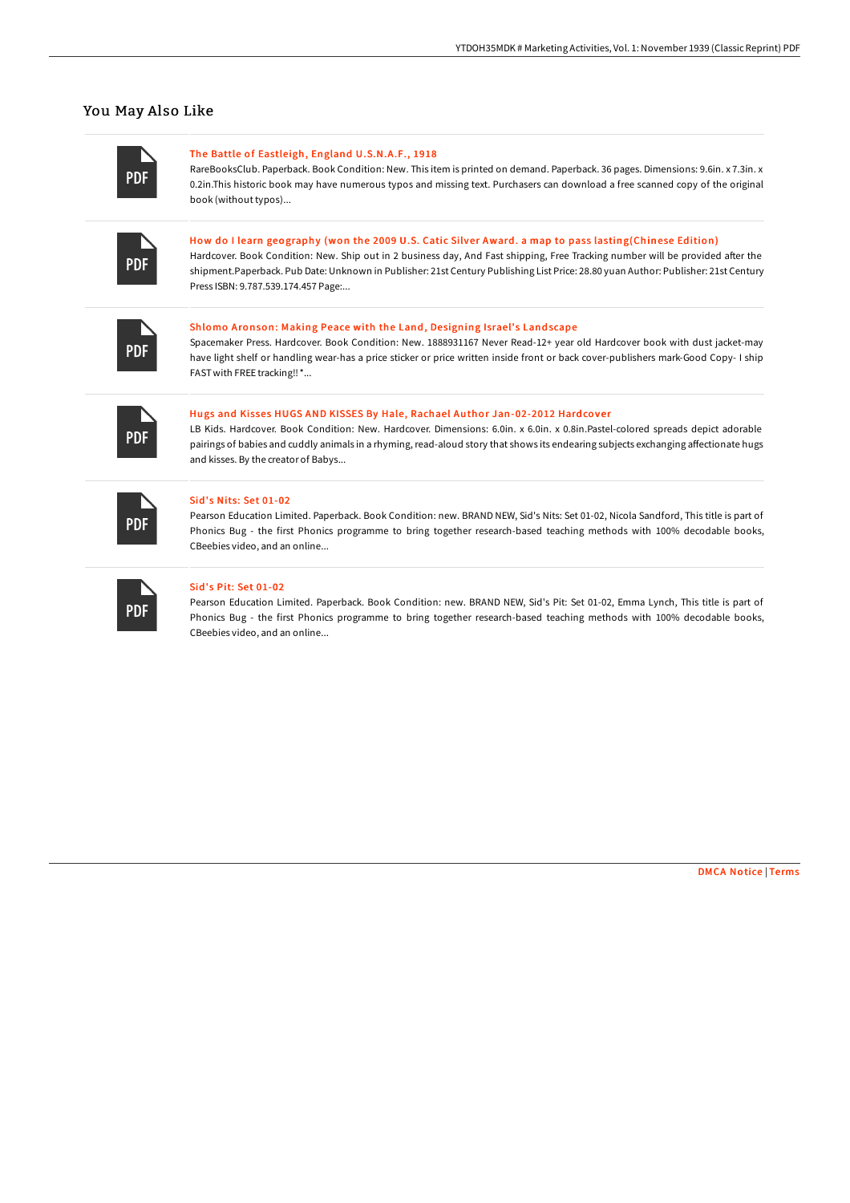## You May Also Like

### The Battle of Eastleigh, England U.S.N.A.F., 1918

RareBooksClub. Paperback. Book Condition: New. This item is printed on demand. Paperback. 36 pages. Dimensions: 9.6in. x 7.3in. x 0.2in.This historic book may have numerous typos and missing text. Purchasers can download a free scanned copy of the original book (without typos)...

### How do I learn geography (won the 2009 U.S. Catic Silver Award. a map to pass lasting(Chinese Edition)

Hardcover. Book Condition: New. Ship out in 2 business day, And Fast shipping, Free Tracking number will be provided after the shipment.Paperback. Pub Date: Unknown in Publisher: 21st Century Publishing List Price: 28.80 yuan Author: Publisher: 21st Century Press ISBN: 9.787.539.174.457 Page:...

### Shlomo Aronson: Making Peace with the Land, Designing Israel's Landscape

Spacemaker Press. Hardcover. Book Condition: New. 1888931167 Never Read-12+ year old Hardcover book with dust jacket-may have light shelf or handling wear-has a price sticker or price written inside front or back cover-publishers mark-Good Copy- I ship FAST with FREE tracking!! *...

### Hugs and Kisses HUGS AND KISSES By Hale, Rachael Author Jan-02-2012 Hardcover

LB Kids. Hardcover. Book Condition: New. Hardcover. Dimensions: 6.0in. x 6.0in. x 0.8in.Pastel-colored spreads depict adorable pairings of babies and cuddly animals in a rhyming, read-aloud story that shows its endearing subjects exchanging affectionate hugs and kisses. By the creator of Babys...

### Sid's Nits: Set 01-02

Pearson Education Limited. Paperback. Book Condition: new. BRAND NEW, Sid's Nits: Set 01-02, Nicola Sandford, This title is part of Phonics Bug - the first Phonics programme to bring together research-based teaching methods with 100% decodable books, CBeebies video, and an online...

### Sid's Pit: Set 01-02

Pearson Education Limited. Paperback. Book Condition: new. BRAND NEW, Sid's Pit: Set 01-02, Emma Lynch, This title is part of Phonics Bug - the first Phonics programme to bring together research-based teaching methods with 100% decodable books, CBeebies video, and an online...